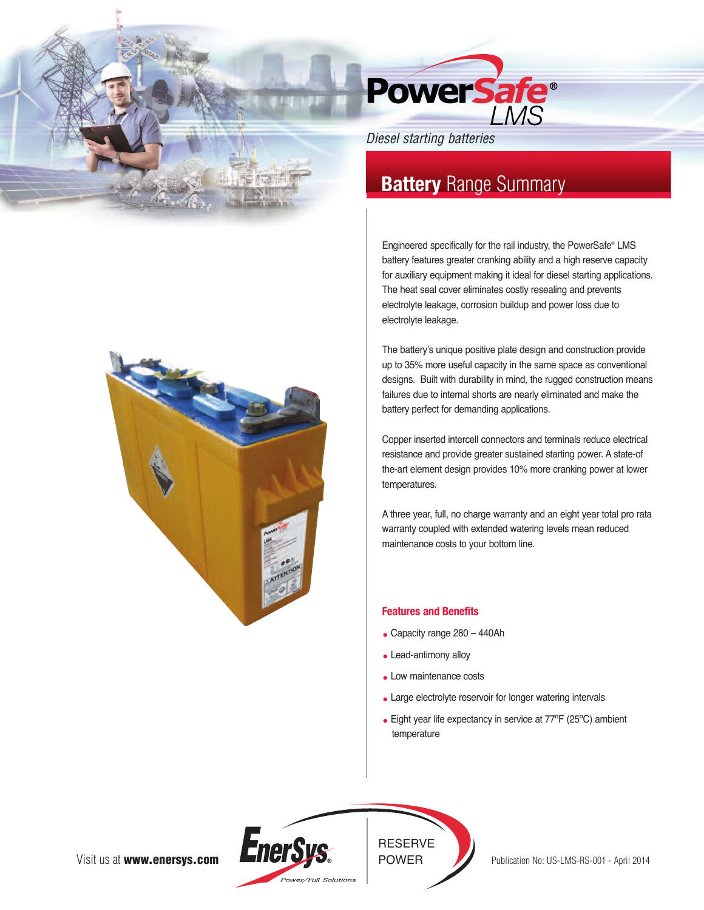# PowerSafe® LMS

*Diesel starting batteries*

## Battery Range Summary

Engineered specifically for the rail industry, the PowerSafe® LMS battery features greater cranking ability and a high reserve capacity for auxiliary equipment making it ideal for diesel starting applications. The heat seal cover eliminates costly resealing and prevents electrolyte leakage, corrosion buildup and power loss due to electrolyte leakage.

The battery's unique positive plate design and construction provide up to 35% more useful capacity in the same space as conventional designs. Built with durability in mind, the rugged construction means failures due to internal shorts are nearly eliminated and make the battery perfect for demanding applications.

Copper inserted intercell connectors and terminals reduce electrical resistance and provide greater sustained starting power. A state-of the-art element design provides 10% more cranking power at lower temperatures.

A three year, full, no charge warranty and an eight year total pro rata warranty coupled with extended watering levels mean reduced maintenance costs to your bottom line.

### Features and Benefits

- Capacity range 280 – 440Ah
- Lead-antimony alloy
- Low maintenance costs
- Large electrolyte reservoir for longer watering intervals
- Eight year life expectancy in service at 77°F (25°C) ambient temperature

Visit us at **www.enersys.com**

EnerSys® Power/Full Solutions

RESERVE POWER

Publication No: US-LMS-RS-001 - April 2014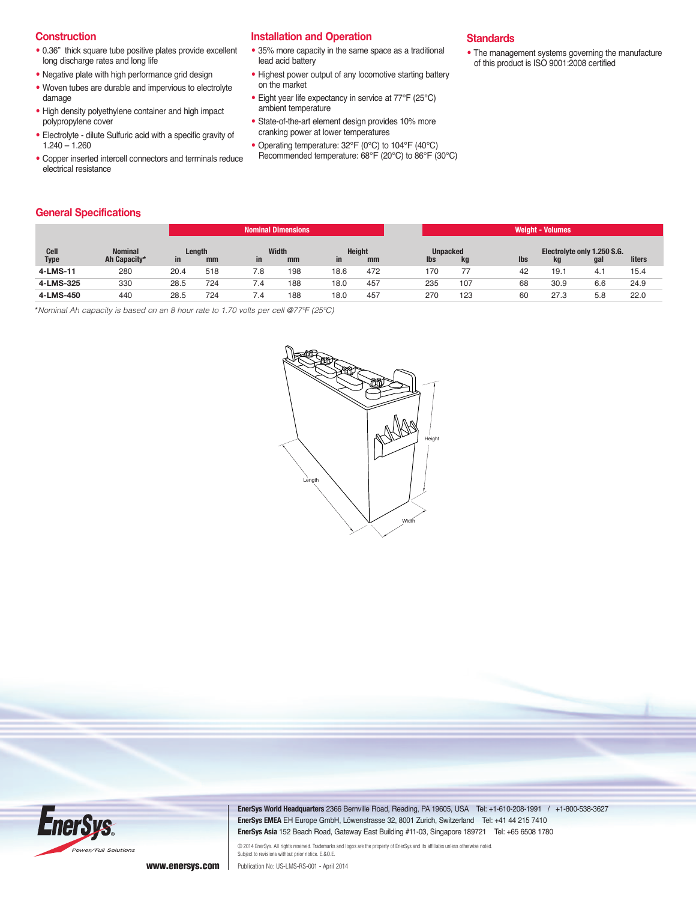## Construction

- 0.36" thick square tube positive plates provide excellent long discharge rates and long life
- Negative plate with high performance grid design
- Woven tubes are durable and impervious to electrolyte damage
- High density polyethylene container and high impact polypropylene cover
- Electrolyte - dilute Sulfuric acid with a specific gravity of 1.240 – 1.260
- Copper inserted intercell connectors and terminals reduce electrical resistance

## Installation and Operation

- 35% more capacity in the same space as a traditional lead acid battery
- Highest power output of any locomotive starting battery on the market
- Eight year life expectancy in service at 77°F (25°C) ambient temperature
- State-of-the-art element design provides 10% more cranking power at lower temperatures
- Operating temperature: 32°F (0°C) to 104°F (40°C) Recommended temperature: 68°F (20°C) to 86°F (30°C)

## Standards

- The management systems governing the manufacture of this product is ISO 9001:2008 certified

## General Specifications

| Cell Type | Nominal Ah Capacity* | Nominal Dimensions | | | | | | Weight - Volumes | | | | | |
|---|---|---|---|---|---|---|---|---|---|---|---|---|---|
| | | Length | | Width | | Height | | Unpacked | | Electrolyte only 1.250 S.G. | | | |
| | | in | mm | in | mm | in | mm | lbs | kg | lbs | kg | gal | liters |
| 4-LMS-11 | 280 | 20.4 | 518 | 7.8 | 198 | 18.6 | 472 | 170 | 77 | 42 | 19.1 | 4.1 | 15.4 |
| 4-LMS-325 | 330 | 28.5 | 724 | 7.4 | 188 | 18.0 | 457 | 235 | 107 | 68 | 30.9 | 6.6 | 24.9 |
| 4-LMS-450 | 440 | 28.5 | 724 | 7.4 | 188 | 18.0 | 457 | 270 | 123 | 60 | 27.3 | 5.8 | 22.0 |

*Nominal Ah capacity is based on an 8 hour rate to 1.70 volts per cell @77°F (25°C)*

Height

Length

Width

**EnerSys World Headquarters** 2366 Bernville Road, Reading, PA 19605, USA Tel: +1-610-208-1991 / +1-800-538-3627
**EnerSys EMEA** EH Europe GmbH, Löwenstrasse 32, 8001 Zurich, Switzerland Tel: +41 44 215 7410
**EnerSys Asia** 152 Beach Road, Gateway East Building #11-03, Singapore 189721 Tel: +65 6508 1780

© 2014 EnerSys. All rights reserved. Trademarks and logos are the property of EnerSys and its affiliates unless otherwise noted.
Subject to revisions without prior notice. E.&O.E.

EnerSys® Power/Full Solutions

**www.enersys.com**

Publication No: US-LMS-RS-001 - April 2014